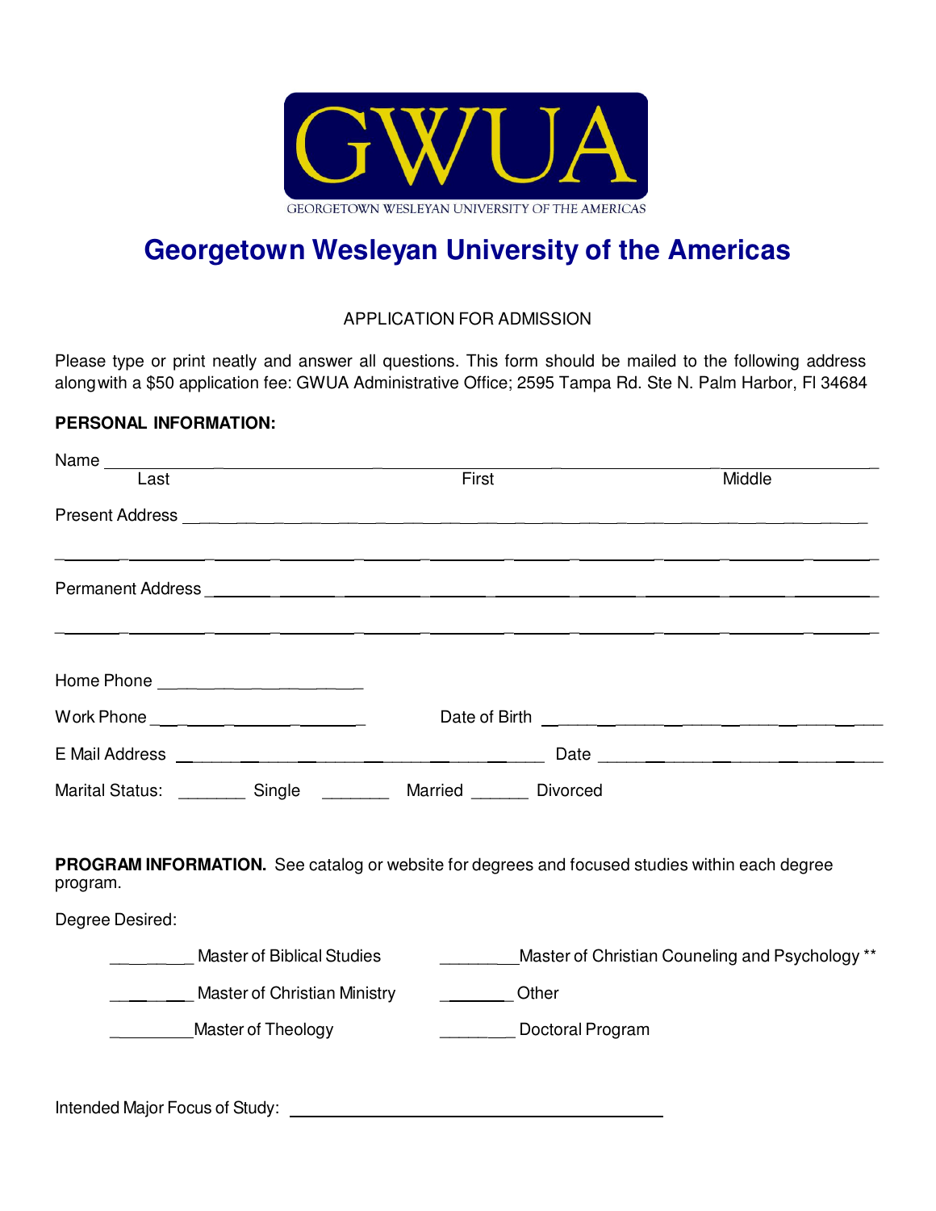GWUA

GEORGETOWN WESLEYAN UNIVERSITY OF THE AMERICAS

# Georgetown Wesleyan University of the Americas

APPLICATION FOR ADMISSION

Please type or print neatly and answer all questions. This form should be mailed to the following address alongwith a $50 application fee: GWUA Administrative Office; 2595 Tampa Rd. Ste N. Palm Harbor, Fl 34684

**PERSONAL INFORMATION:**

Name ______________________________________________________________________
Last First Middle

Present Address ______________________________________________________________

_____________________________________________________________________________

Permanent Address ____________________________________________________________

_____________________________________________________________________________

Home Phone ______________________

Work Phone ______________________ Date of Birth ______________________________

E Mail Address ______________________________________ Date ______________________________

Marital Status: _______ Single _______ Married ______ Divorced

**PROGRAM INFORMATION.** See catalog or website for degrees and focused studies within each degree program.

Degree Desired:

_________ Master of Biblical Studies _________Master of Christian Couneling and Psychology **

________ Master of Christian Ministry ________ Other

_________Master of Theology ________ Doctoral Program

Intended Major Focus of Study: ________________________________________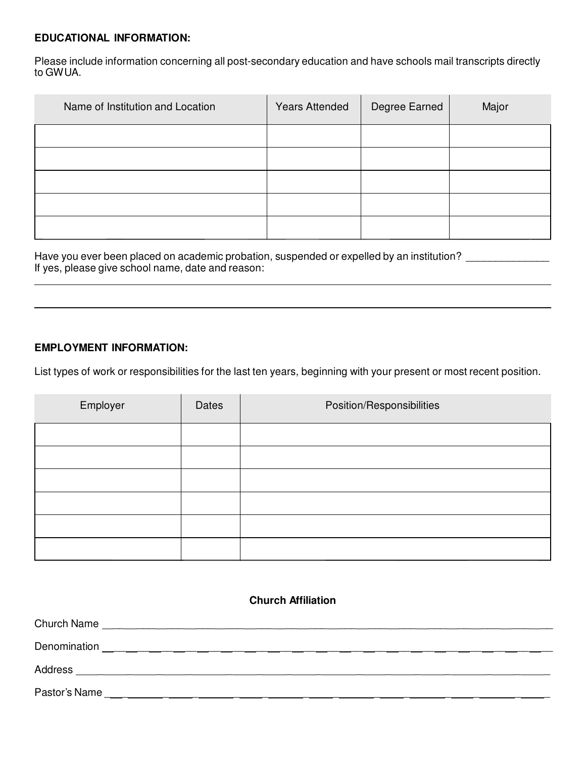**EDUCATIONAL INFORMATION:**

Please include information concerning all post-secondary education and have schools mail transcripts directly to GWUA.

| Name of Institution and Location | Years Attended | Degree Earned | Major |
|---|---|---|---|
| | | | |
| | | | |
| | | | |
| | | | |
| | | | |

Have you ever been placed on academic probation, suspended or expelled by an institution? ______________
If yes, please give school name, date and reason:

______________________________________________________________________________

______________________________________________________________________________

**EMPLOYMENT INFORMATION:**

List types of work or responsibilities for the last ten years, beginning with your present or most recent position.

| Employer | Dates | Position/Responsibilities |
|---|---|---|
| | | |
| | | |
| | | |
| | | |
| | | |
| | | |

**Church Affiliation**

Church Name ______________________________________________________________________________

Denomination ______________________________________________________________________________

Address ______________________________________________________________________________

Pastor's Name ______________________________________________________________________________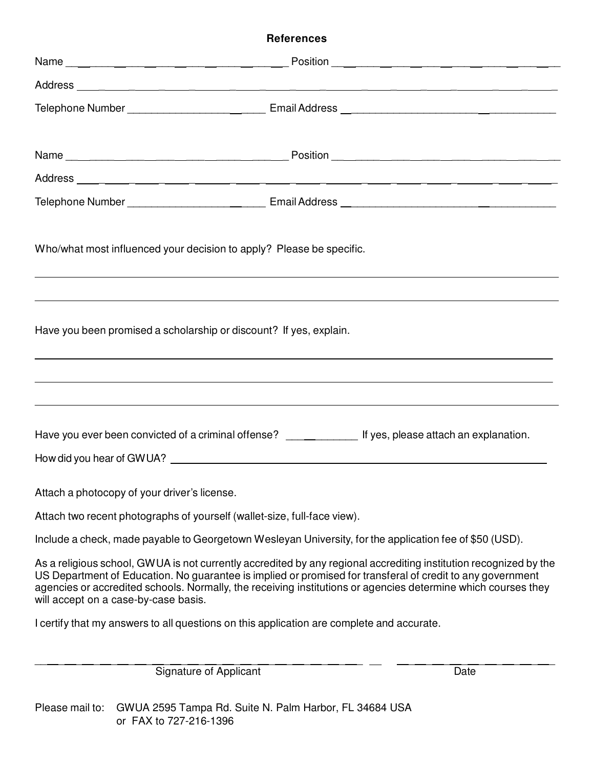## References

Name ______________________________ Position ______________________________

Address ____________________________________________________________

Telephone Number ____________________ Email Address ______________________________

Name ______________________________ Position ______________________________

Address ____________________________________________________________

Telephone Number ____________________ Email Address ______________________________

Who/what most influenced your decision to apply? Please be specific.

____________________________________________________________

____________________________________________________________

Have you been promised a scholarship or discount? If yes, explain.

____________________________________________________________

____________________________________________________________

____________________________________________________________

Have you ever been convicted of a criminal offense? __________ If yes, please attach an explanation.

How did you hear of GWUA? ______________________________________________

Attach a photocopy of your driver's license.

Attach two recent photographs of yourself (wallet-size, full-face view).

Include a check, made payable to Georgetown Wesleyan University, for the application fee of $50 (USD).

As a religious school, GWUA is not currently accredited by any regional accrediting institution recognized by the US Department of Education. No guarantee is implied or promised for transferal of credit to any government agencies or accredited schools. Normally, the receiving institutions or agencies determine which courses they will accept on a case-by-case basis.

I certify that my answers to all questions on this application are complete and accurate.

______________________________________________ ____________________

Signature of Applicant Date

Please mail to: GWUA 2595 Tampa Rd. Suite N. Palm Harbor, FL 34684 USA
or FAX to 727-216-1396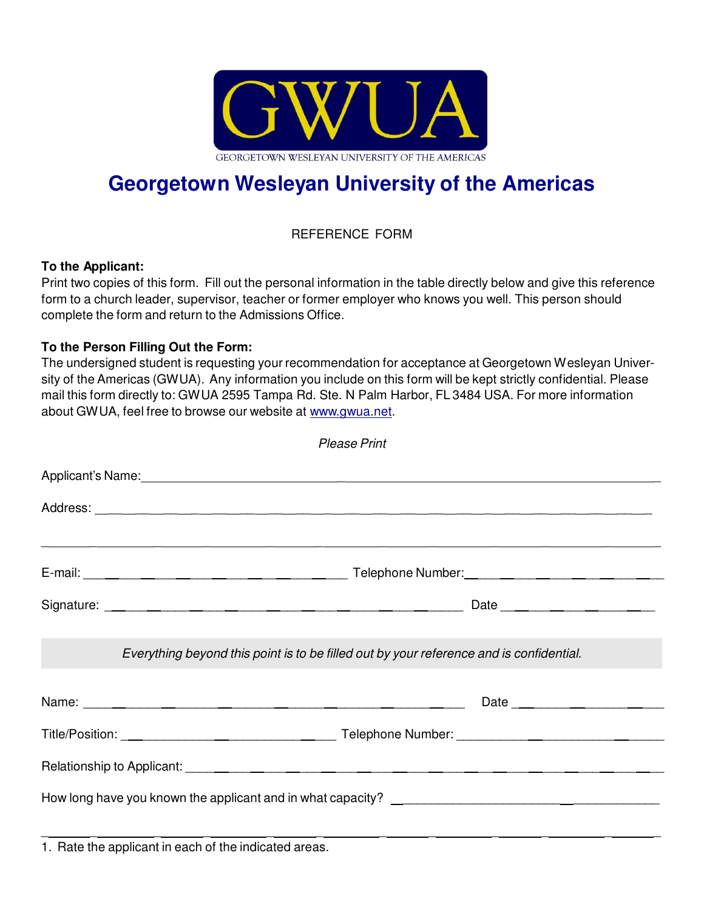# Georgetown Wesleyan University of the Americas

REFERENCE FORM

**To the Applicant:**
Print two copies of this form. Fill out the personal information in the table directly below and give this reference form to a church leader, supervisor, teacher or former employer who knows you well. This person should complete the form and return to the Admissions Office.

**To the Person Filling Out the Form:**
The undersigned student is requesting your recommendation for acceptance at Georgetown Wesleyan University of the Americas (GWUA). Any information you include on this form will be kept strictly confidential. Please mail this form directly to: GWUA 2595 Tampa Rd. Ste. N Palm Harbor, FL 3484 USA. For more information about GWUA, feel free to browse our website at www.gwua.net.

*Please Print*

Applicant's Name: ______________________________________________

Address: ______________________________________________

______________________________________________

E-mail: ______________________ Telephone Number: ______________________

Signature: ______________________ Date ______________________

*Everything beyond this point is to be filled out by your reference and is confidential.*

Name: ______________________ Date ______________________

Title/Position: ______________________ Telephone Number: ______________________

Relationship to Applicant: ______________________________________________

How long have you known the applicant and in what capacity? ______________________

______________________________________________

1. Rate the applicant in each of the indicated areas.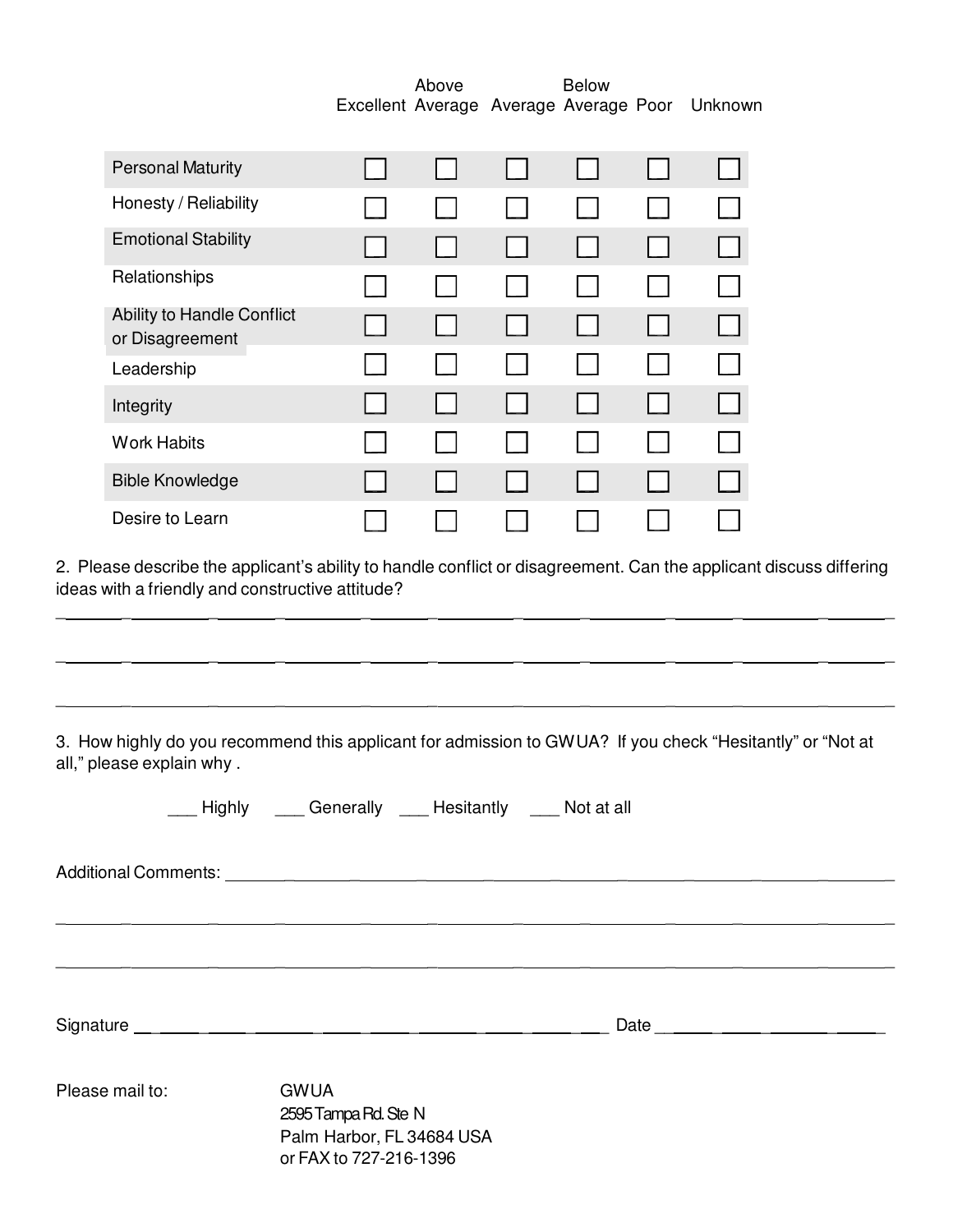| | Excellent | Above Average | Average | Below Average | Poor | Unknown |
|---|---|---|---|---|---|---|
| Personal Maturity | ☐ | ☐ | ☐ | ☐ | ☐ | ☐ |
| Honesty / Reliability | ☐ | ☐ | ☐ | ☐ | ☐ | ☐ |
| Emotional Stability | ☐ | ☐ | ☐ | ☐ | ☐ | ☐ |
| Relationships | ☐ | ☐ | ☐ | ☐ | ☐ | ☐ |
| Ability to Handle Conflict or Disagreement | ☐ | ☐ | ☐ | ☐ | ☐ | ☐ |
| Leadership | ☐ | ☐ | ☐ | ☐ | ☐ | ☐ |
| Integrity | ☐ | ☐ | ☐ | ☐ | ☐ | ☐ |
| Work Habits | ☐ | ☐ | ☐ | ☐ | ☐ | ☐ |
| Bible Knowledge | ☐ | ☐ | ☐ | ☐ | ☐ | ☐ |
| Desire to Learn | ☐ | ☐ | ☐ | ☐ | ☐ | ☐ |

2. Please describe the applicant's ability to handle conflict or disagreement. Can the applicant discuss differing ideas with a friendly and constructive attitude?

_______________________________________________________________________________

_______________________________________________________________________________

_______________________________________________________________________________

3. How highly do you recommend this applicant for admission to GWUA? If you check "Hesitantly" or "Not at all," please explain why .

___ Highly ___ Generally ___ Hesitantly ___ Not at all

Additional Comments: ____________________________________________________________

_______________________________________________________________________________

_______________________________________________________________________________

Signature ____________________________________________ Date ____________________

Please mail to:

GWUA
2595 Tampa Rd. Ste N
Palm Harbor, FL 34684 USA
or FAX to 727-216-1396